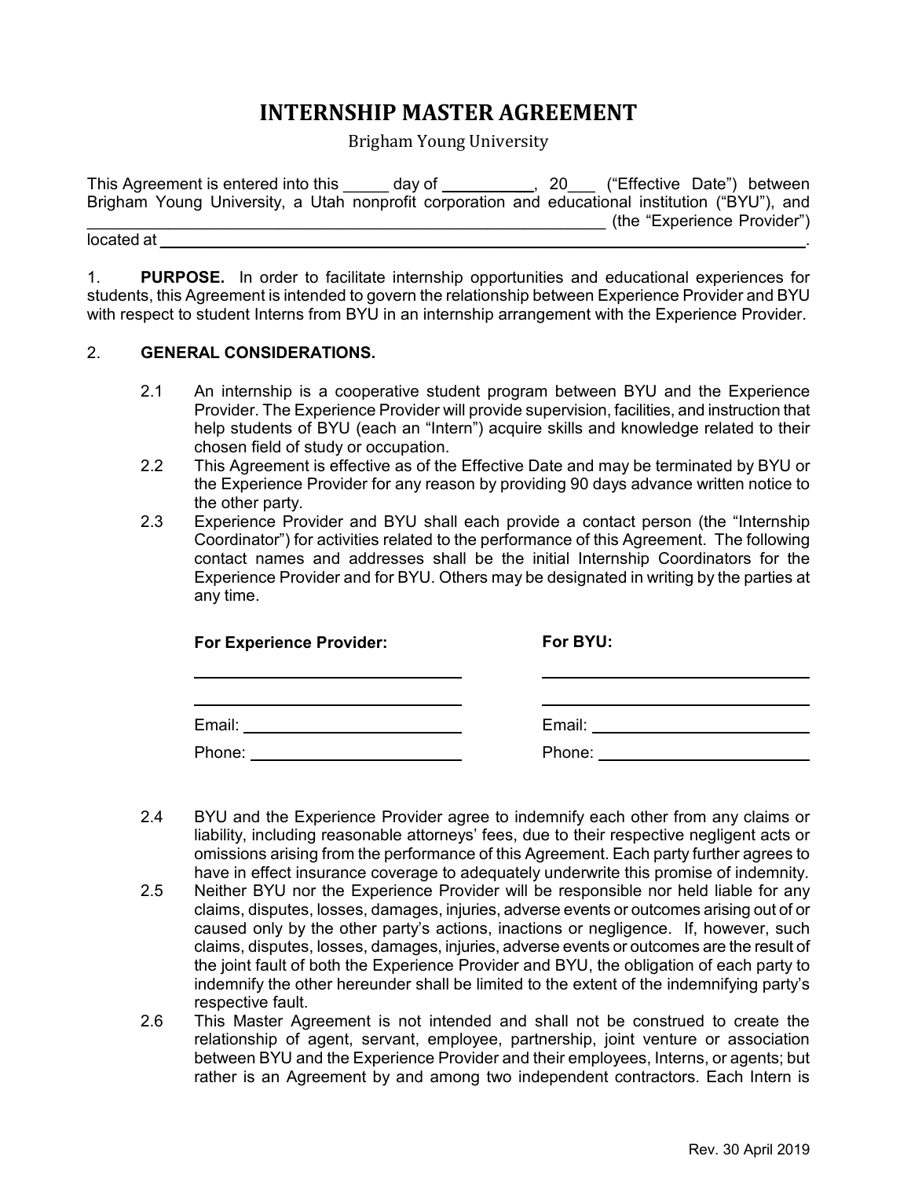# INTERNSHIP MASTER AGREEMENT

Brigham Young University

This Agreement is entered into this _____ day of __________, 20___ ("Effective Date") between Brigham Young University, a Utah nonprofit corporation and educational institution ("BYU"), and ____________________________________________________________ (the "Experience Provider") located at ____________________________________________________________________________.

1. **PURPOSE.** In order to facilitate internship opportunities and educational experiences for students, this Agreement is intended to govern the relationship between Experience Provider and BYU with respect to student Interns from BYU in an internship arrangement with the Experience Provider.

2. **GENERAL CONSIDERATIONS.**

2.1 An internship is a cooperative student program between BYU and the Experience Provider. The Experience Provider will provide supervision, facilities, and instruction that help students of BYU (each an "Intern") acquire skills and knowledge related to their chosen field of study or occupation.

2.2 This Agreement is effective as of the Effective Date and may be terminated by BYU or the Experience Provider for any reason by providing 90 days advance written notice to the other party.

2.3 Experience Provider and BYU shall each provide a contact person (the "Internship Coordinator") for activities related to the performance of this Agreement. The following contact names and addresses shall be the initial Internship Coordinators for the Experience Provider and for BYU. Others may be designated in writing by the parties at any time.

| **For Experience Provider:** | **For BYU:** |
| --- | --- |
| ______________________________ | ______________________________ |
| ______________________________ | ______________________________ |
| Email: ________________________ | Email: ________________________ |
| Phone: ________________________ | Phone: ________________________ |

2.4 BYU and the Experience Provider agree to indemnify each other from any claims or liability, including reasonable attorneys' fees, due to their respective negligent acts or omissions arising from the performance of this Agreement. Each party further agrees to have in effect insurance coverage to adequately underwrite this promise of indemnity.

2.5 Neither BYU nor the Experience Provider will be responsible nor held liable for any claims, disputes, losses, damages, injuries, adverse events or outcomes arising out of or caused only by the other party's actions, inactions or negligence. If, however, such claims, disputes, losses, damages, injuries, adverse events or outcomes are the result of the joint fault of both the Experience Provider and BYU, the obligation of each party to indemnify the other hereunder shall be limited to the extent of the indemnifying party's respective fault.

2.6 This Master Agreement is not intended and shall not be construed to create the relationship of agent, servant, employee, partnership, joint venture or association between BYU and the Experience Provider and their employees, Interns, or agents; but rather is an Agreement by and among two independent contractors. Each Intern is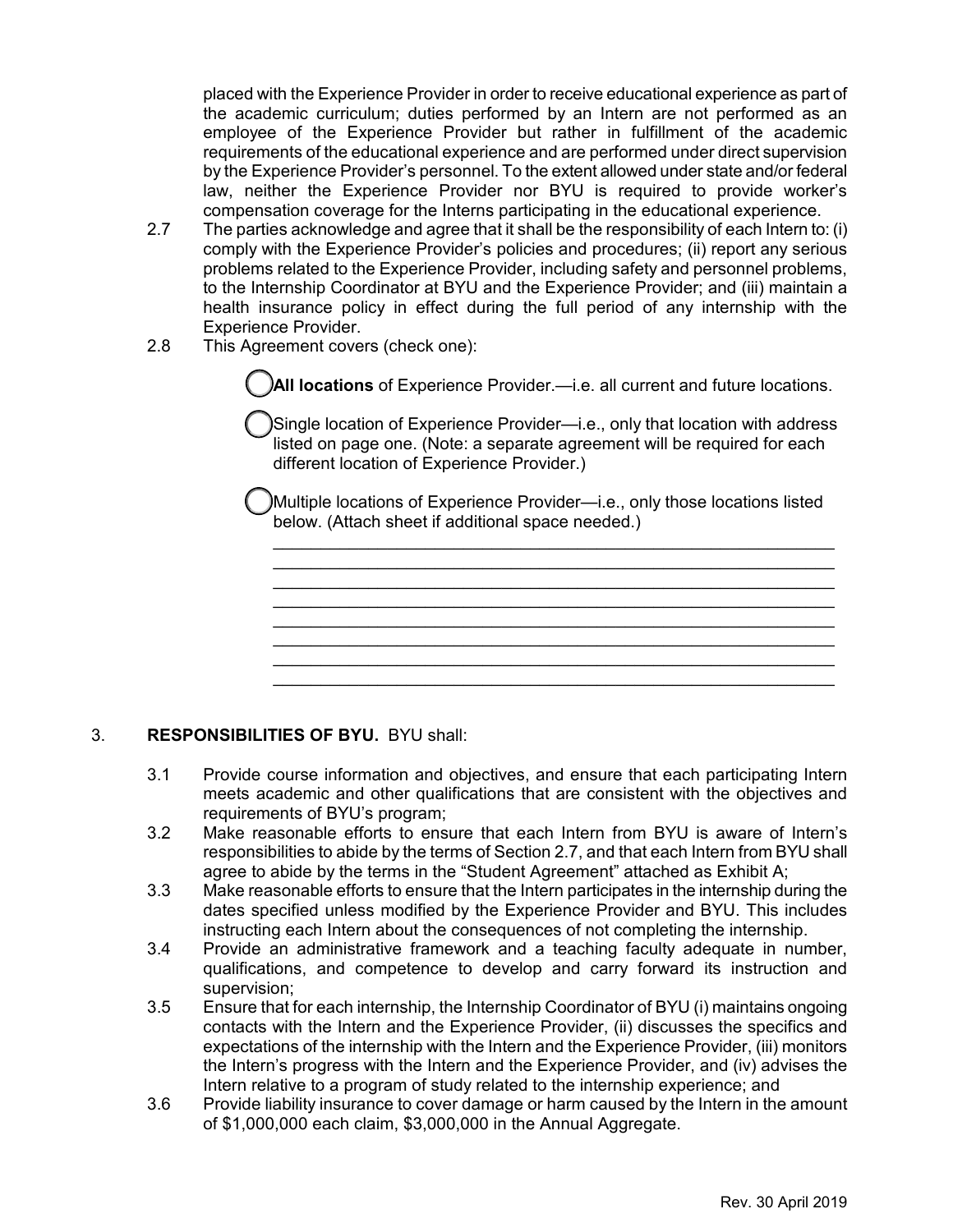placed with the Experience Provider in order to receive educational experience as part of the academic curriculum; duties performed by an Intern are not performed as an employee of the Experience Provider but rather in fulfillment of the academic requirements of the educational experience and are performed under direct supervision by the Experience Provider's personnel. To the extent allowed under state and/or federal law, neither the Experience Provider nor BYU is required to provide worker's compensation coverage for the Interns participating in the educational experience.

2.7 The parties acknowledge and agree that it shall be the responsibility of each Intern to: (i) comply with the Experience Provider's policies and procedures; (ii) report any serious problems related to the Experience Provider, including safety and personnel problems, to the Internship Coordinator at BYU and the Experience Provider; and (iii) maintain a health insurance policy in effect during the full period of any internship with the Experience Provider.

2.8 This Agreement covers (check one):

◯ **All locations** of Experience Provider.—i.e. all current and future locations.

◯ Single location of Experience Provider—i.e., only that location with address listed on page one. (Note: a separate agreement will be required for each different location of Experience Provider.)

◯ Multiple locations of Experience Provider—i.e., only those locations listed below. (Attach sheet if additional space needed.)

\_\_\_\_\_\_\_\_\_\_\_\_\_\_\_\_\_\_\_\_\_\_\_\_\_\_\_\_\_\_\_\_\_\_\_\_\_\_\_\_\_\_\_\_\_\_\_\_\_\_\_\_\_\_\_\_\_\_\_\_
\_\_\_\_\_\_\_\_\_\_\_\_\_\_\_\_\_\_\_\_\_\_\_\_\_\_\_\_\_\_\_\_\_\_\_\_\_\_\_\_\_\_\_\_\_\_\_\_\_\_\_\_\_\_\_\_\_\_\_\_
\_\_\_\_\_\_\_\_\_\_\_\_\_\_\_\_\_\_\_\_\_\_\_\_\_\_\_\_\_\_\_\_\_\_\_\_\_\_\_\_\_\_\_\_\_\_\_\_\_\_\_\_\_\_\_\_\_\_\_\_
\_\_\_\_\_\_\_\_\_\_\_\_\_\_\_\_\_\_\_\_\_\_\_\_\_\_\_\_\_\_\_\_\_\_\_\_\_\_\_\_\_\_\_\_\_\_\_\_\_\_\_\_\_\_\_\_\_\_\_\_
\_\_\_\_\_\_\_\_\_\_\_\_\_\_\_\_\_\_\_\_\_\_\_\_\_\_\_\_\_\_\_\_\_\_\_\_\_\_\_\_\_\_\_\_\_\_\_\_\_\_\_\_\_\_\_\_\_\_\_\_
\_\_\_\_\_\_\_\_\_\_\_\_\_\_\_\_\_\_\_\_\_\_\_\_\_\_\_\_\_\_\_\_\_\_\_\_\_\_\_\_\_\_\_\_\_\_\_\_\_\_\_\_\_\_\_\_\_\_\_\_
\_\_\_\_\_\_\_\_\_\_\_\_\_\_\_\_\_\_\_\_\_\_\_\_\_\_\_\_\_\_\_\_\_\_\_\_\_\_\_\_\_\_\_\_\_\_\_\_\_\_\_\_\_\_\_\_\_\_\_\_
\_\_\_\_\_\_\_\_\_\_\_\_\_\_\_\_\_\_\_\_\_\_\_\_\_\_\_\_\_\_\_\_\_\_\_\_\_\_\_\_\_\_\_\_\_\_\_\_\_\_\_\_\_\_\_\_\_\_\_\_

3. **RESPONSIBILITIES OF BYU.** BYU shall:

3.1 Provide course information and objectives, and ensure that each participating Intern meets academic and other qualifications that are consistent with the objectives and requirements of BYU's program;

3.2 Make reasonable efforts to ensure that each Intern from BYU is aware of Intern's responsibilities to abide by the terms of Section 2.7, and that each Intern from BYU shall agree to abide by the terms in the "Student Agreement" attached as Exhibit A;

3.3 Make reasonable efforts to ensure that the Intern participates in the internship during the dates specified unless modified by the Experience Provider and BYU. This includes instructing each Intern about the consequences of not completing the internship.

3.4 Provide an administrative framework and a teaching faculty adequate in number, qualifications, and competence to develop and carry forward its instruction and supervision;

3.5 Ensure that for each internship, the Internship Coordinator of BYU (i) maintains ongoing contacts with the Intern and the Experience Provider, (ii) discusses the specifics and expectations of the internship with the Intern and the Experience Provider, (iii) monitors the Intern's progress with the Intern and the Experience Provider, and (iv) advises the Intern relative to a program of study related to the internship experience; and

3.6 Provide liability insurance to cover damage or harm caused by the Intern in the amount of $1,000,000 each claim, $3,000,000 in the Annual Aggregate.

Rev. 30 April 2019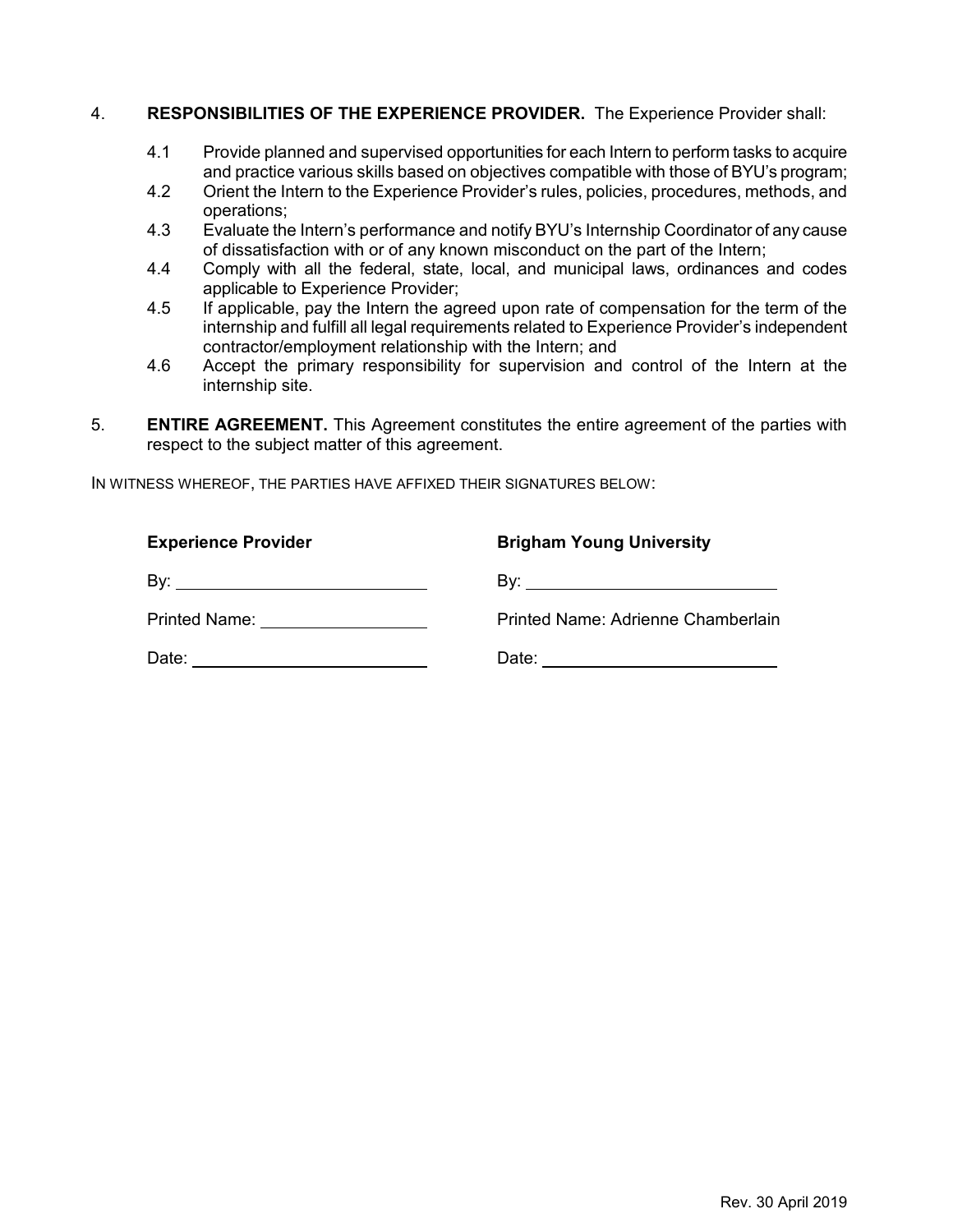4. **RESPONSIBILITIES OF THE EXPERIENCE PROVIDER.** The Experience Provider shall:

   4.1 Provide planned and supervised opportunities for each Intern to perform tasks to acquire and practice various skills based on objectives compatible with those of BYU's program;

   4.2 Orient the Intern to the Experience Provider's rules, policies, procedures, methods, and operations;

   4.3 Evaluate the Intern's performance and notify BYU's Internship Coordinator of any cause of dissatisfaction with or of any known misconduct on the part of the Intern;

   4.4 Comply with all the federal, state, local, and municipal laws, ordinances and codes applicable to Experience Provider;

   4.5 If applicable, pay the Intern the agreed upon rate of compensation for the term of the internship and fulfill all legal requirements related to Experience Provider's independent contractor/employment relationship with the Intern; and

   4.6 Accept the primary responsibility for supervision and control of the Intern at the internship site.

5. **ENTIRE AGREEMENT.** This Agreement constitutes the entire agreement of the parties with respect to the subject matter of this agreement.

IN WITNESS WHEREOF, THE PARTIES HAVE AFFIXED THEIR SIGNATURES BELOW:

| **Experience Provider** | **Brigham Young University** |
|---|---|
| By: ______________________ | By: ______________________ |
| Printed Name: ______________ | Printed Name: Adrienne Chamberlain |
| Date: ______________________ | Date: ______________________ |

Rev. 30 April 2019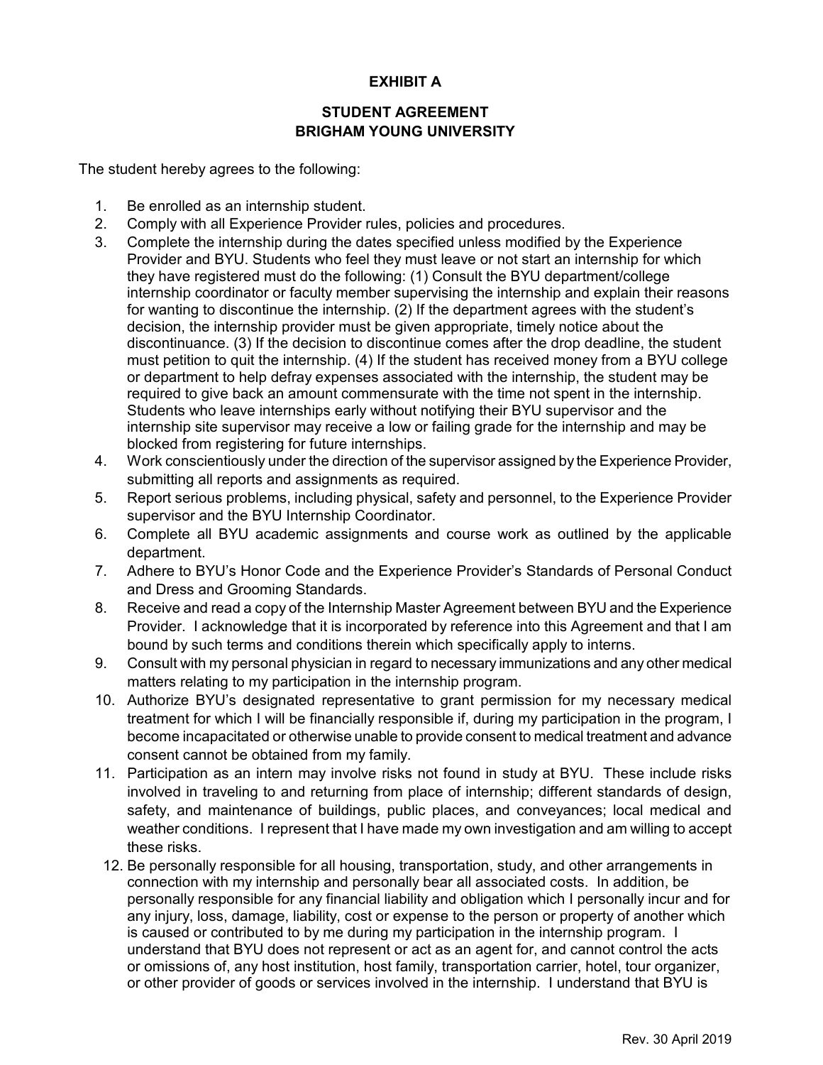**EXHIBIT A**

**STUDENT AGREEMENT**
**BRIGHAM YOUNG UNIVERSITY**

The student hereby agrees to the following:

1. Be enrolled as an internship student.
2. Comply with all Experience Provider rules, policies and procedures.
3. Complete the internship during the dates specified unless modified by the Experience Provider and BYU. Students who feel they must leave or not start an internship for which they have registered must do the following: (1) Consult the BYU department/college internship coordinator or faculty member supervising the internship and explain their reasons for wanting to discontinue the internship. (2) If the department agrees with the student's decision, the internship provider must be given appropriate, timely notice about the discontinuance. (3) If the decision to discontinue comes after the drop deadline, the student must petition to quit the internship. (4) If the student has received money from a BYU college or department to help defray expenses associated with the internship, the student may be required to give back an amount commensurate with the time not spent in the internship. Students who leave internships early without notifying their BYU supervisor and the internship site supervisor may receive a low or failing grade for the internship and may be blocked from registering for future internships.
4. Work conscientiously under the direction of the supervisor assigned by the Experience Provider, submitting all reports and assignments as required.
5. Report serious problems, including physical, safety and personnel, to the Experience Provider supervisor and the BYU Internship Coordinator.
6. Complete all BYU academic assignments and course work as outlined by the applicable department.
7. Adhere to BYU's Honor Code and the Experience Provider's Standards of Personal Conduct and Dress and Grooming Standards.
8. Receive and read a copy of the Internship Master Agreement between BYU and the Experience Provider. I acknowledge that it is incorporated by reference into this Agreement and that I am bound by such terms and conditions therein which specifically apply to interns.
9. Consult with my personal physician in regard to necessary immunizations and any other medical matters relating to my participation in the internship program.
10. Authorize BYU's designated representative to grant permission for my necessary medical treatment for which I will be financially responsible if, during my participation in the program, I become incapacitated or otherwise unable to provide consent to medical treatment and advance consent cannot be obtained from my family.
11. Participation as an intern may involve risks not found in study at BYU. These include risks involved in traveling to and returning from place of internship; different standards of design, safety, and maintenance of buildings, public places, and conveyances; local medical and weather conditions. I represent that I have made my own investigation and am willing to accept these risks.
12. Be personally responsible for all housing, transportation, study, and other arrangements in connection with my internship and personally bear all associated costs. In addition, be personally responsible for any financial liability and obligation which I personally incur and for any injury, loss, damage, liability, cost or expense to the person or property of another which is caused or contributed to by me during my participation in the internship program. I understand that BYU does not represent or act as an agent for, and cannot control the acts or omissions of, any host institution, host family, transportation carrier, hotel, tour organizer, or other provider of goods or services involved in the internship. I understand that BYU is

Rev. 30 April 2019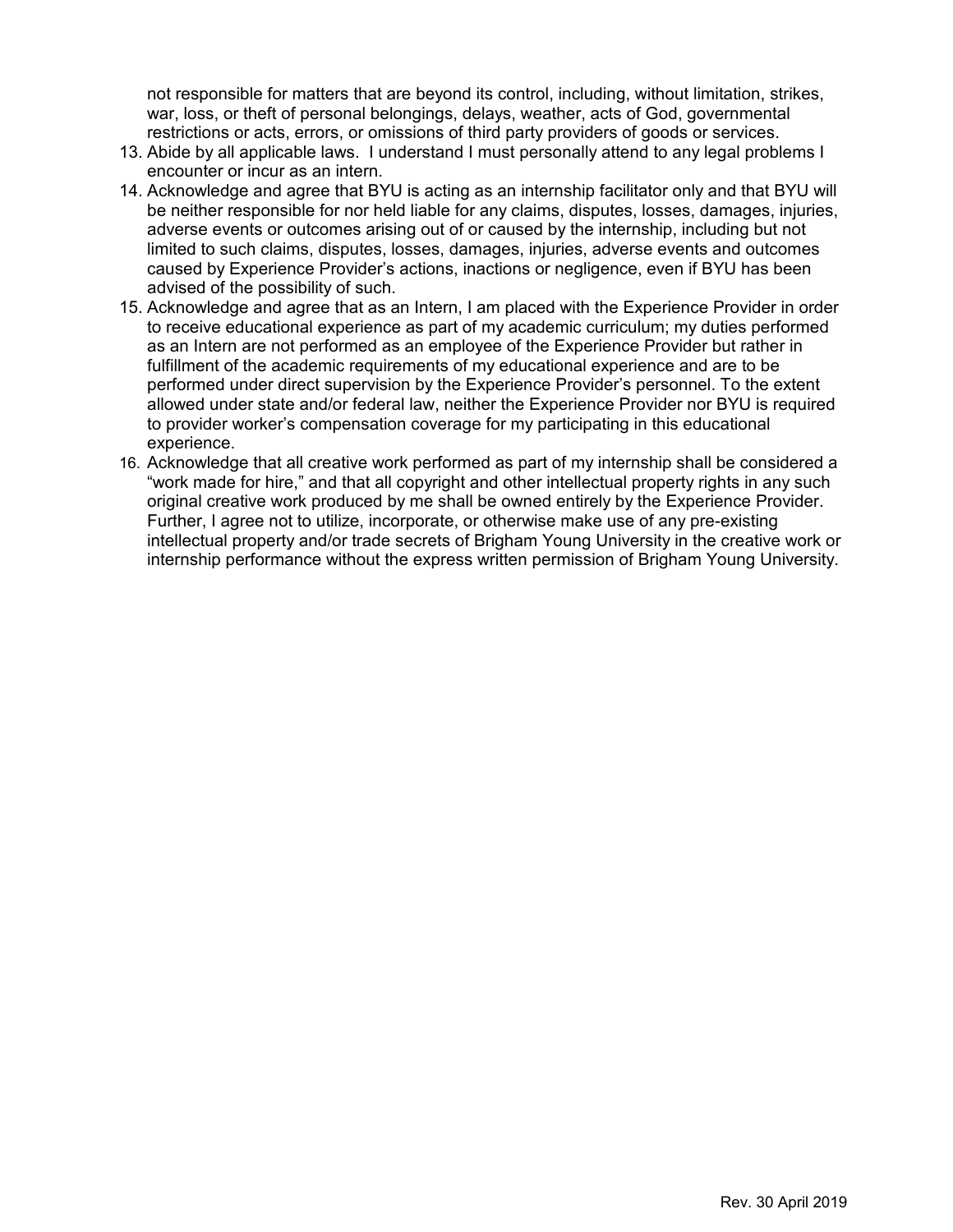not responsible for matters that are beyond its control, including, without limitation, strikes, war, loss, or theft of personal belongings, delays, weather, acts of God, governmental restrictions or acts, errors, or omissions of third party providers of goods or services.

13. Abide by all applicable laws. I understand I must personally attend to any legal problems I encounter or incur as an intern.
14. Acknowledge and agree that BYU is acting as an internship facilitator only and that BYU will be neither responsible for nor held liable for any claims, disputes, losses, damages, injuries, adverse events or outcomes arising out of or caused by the internship, including but not limited to such claims, disputes, losses, damages, injuries, adverse events and outcomes caused by Experience Provider's actions, inactions or negligence, even if BYU has been advised of the possibility of such.
15. Acknowledge and agree that as an Intern, I am placed with the Experience Provider in order to receive educational experience as part of my academic curriculum; my duties performed as an Intern are not performed as an employee of the Experience Provider but rather in fulfillment of the academic requirements of my educational experience and are to be performed under direct supervision by the Experience Provider's personnel. To the extent allowed under state and/or federal law, neither the Experience Provider nor BYU is required to provider worker's compensation coverage for my participating in this educational experience.
16. Acknowledge that all creative work performed as part of my internship shall be considered a "work made for hire," and that all copyright and other intellectual property rights in any such original creative work produced by me shall be owned entirely by the Experience Provider. Further, I agree not to utilize, incorporate, or otherwise make use of any pre-existing intellectual property and/or trade secrets of Brigham Young University in the creative work or internship performance without the express written permission of Brigham Young University.

Rev. 30 April 2019